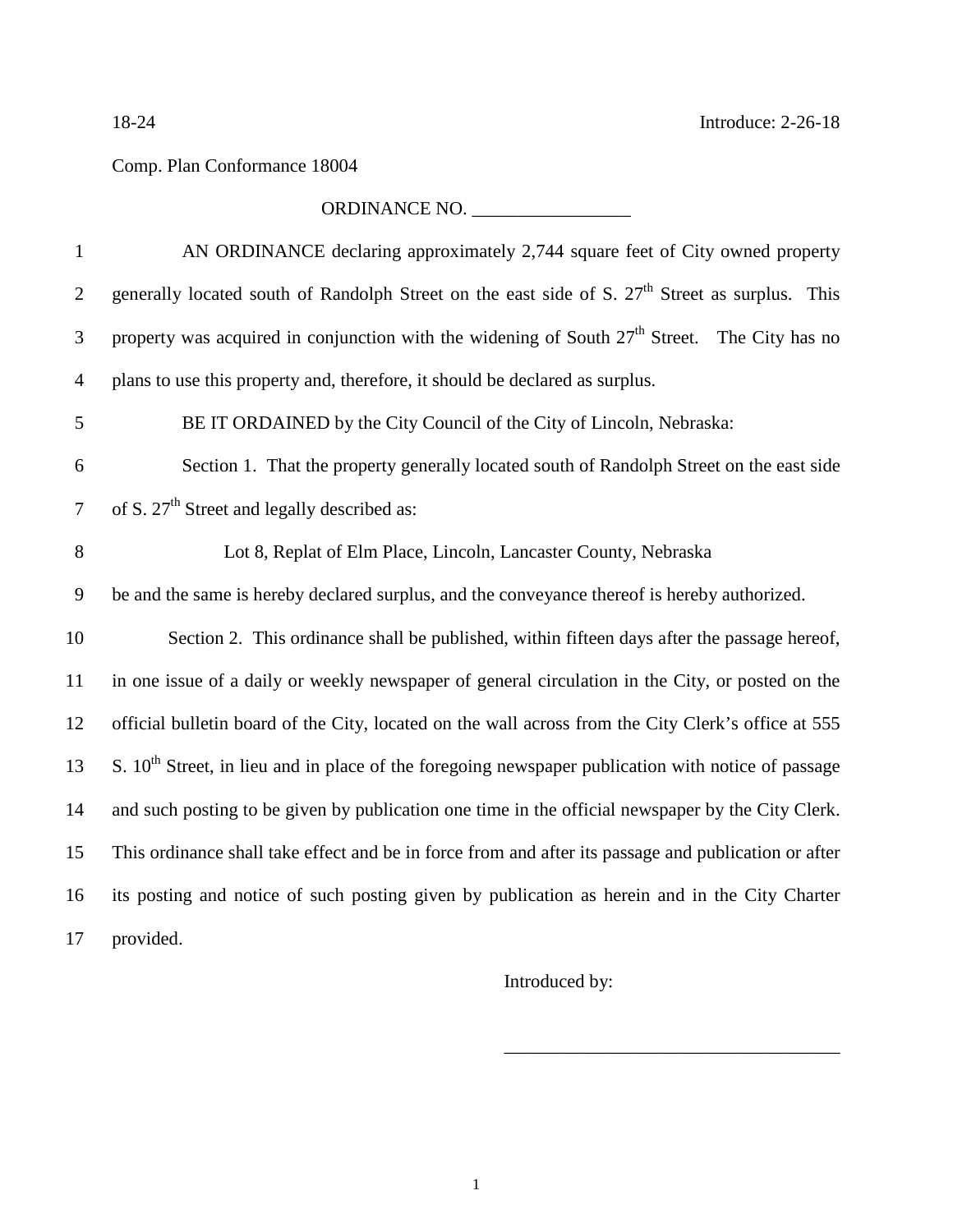18-24 Introduce: 2-26-18

Comp. Plan Conformance 18004

ORDINANCE NO. _________________

AN ORDINANCE declaring approximately 2,744 square feet of City owned property generally located south of Randolph Street on the east side of S. 27th Street as surplus. This property was acquired in conjunction with the widening of South 27th Street. The City has no plans to use this property and, therefore, it should be declared as surplus.

BE IT ORDAINED by the City Council of the City of Lincoln, Nebraska:

Section 1. That the property generally located south of Randolph Street on the east side of S. 27th Street and legally described as:

Lot 8, Replat of Elm Place, Lincoln, Lancaster County, Nebraska

be and the same is hereby declared surplus, and the conveyance thereof is hereby authorized.

Section 2. This ordinance shall be published, within fifteen days after the passage hereof, in one issue of a daily or weekly newspaper of general circulation in the City, or posted on the official bulletin board of the City, located on the wall across from the City Clerk's office at 555 S. 10th Street, in lieu and in place of the foregoing newspaper publication with notice of passage and such posting to be given by publication one time in the official newspaper by the City Clerk. This ordinance shall take effect and be in force from and after its passage and publication or after its posting and notice of such posting given by publication as herein and in the City Charter provided.

Introduced by:

_____________________________________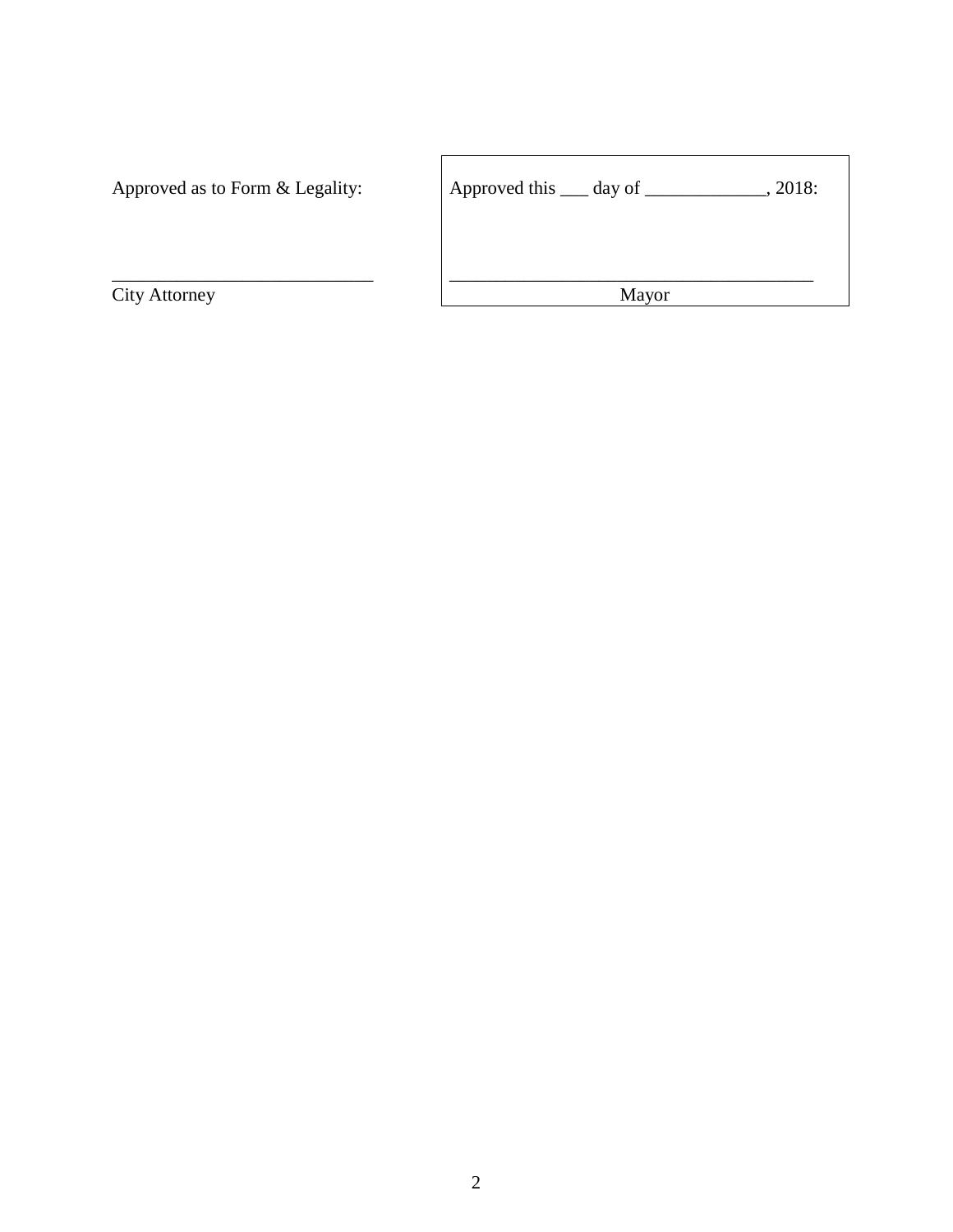Approved as to Form & Legality:

____________________________
City Attorney

| |
|---|
| Approved this ___ day of _____________, 2018: |
| _______________________________________ Mayor |